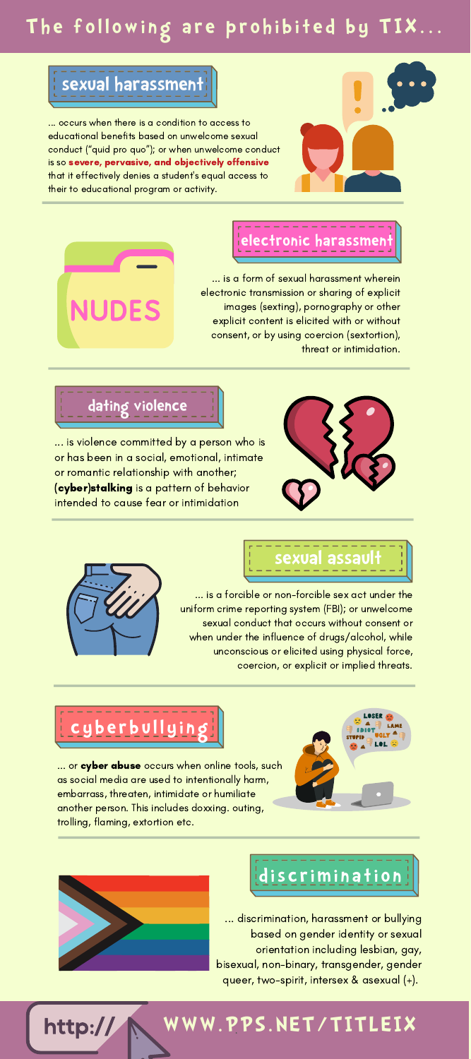# The following are prohibited by TIX...

## sexual harassment

... occurs when there is a condition to access to educational benefits based on unwelcome sexual conduct ("quid pro quo"); or when unwelcome conduct is so **severe, pervasive, and objectively offensive** that it effectively denies a student's equal access to their to educational program or activity.

## electronic harassment

... is a form of sexual harassment wherein electronic transmission or sharing of explicit images (sexting), pornography or other explicit content is elicited with or without consent, or by using coercion (sextortion), threat or intimidation.

## dating violence

... is violence committed by a person who is or has been in a social, emotional, intimate or romantic relationship with another; **(cyber)stalking** is a pattern of behavior intended to cause fear or intimidation

## sexual assault

... is a forcible or non-forcible sex act under the uniform crime reporting system (FBI); or unwelcome sexual conduct that occurs without consent or when under the influence of drugs/alcohol, while unconscious or elicited using physical force, coercion, or explicit or implied threats.

## cyberbullying

... or **cyber abuse** occurs when online tools, such as social media are used to intentionally harm, embarrass, threaten, intimidate or humiliate another person. This includes doxxing. outing, trolling, flaming, extortion etc.

## discrimination

... discrimination, harassment or bullying based on gender identity or sexual orientation including lesbian, gay, bisexual, non-binary, transgender, gender queer, two-spirit, intersex & asexual (+).

http:// WWW.PPS.NET/TITLEIX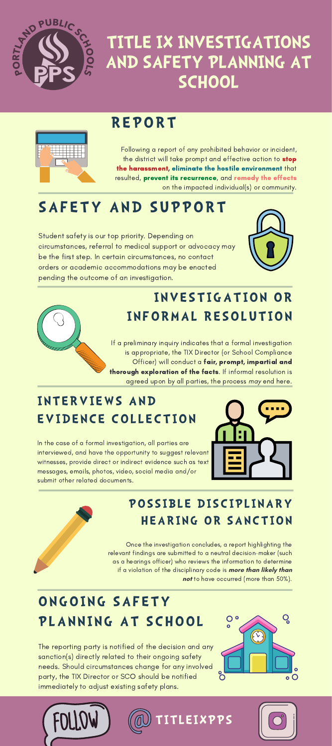# TITLE IX INVESTIGATIONS AND SAFETY PLANNING AT SCHOOL

## REPORT

Following a report of any prohibited behavior or incident, the district will take prompt and effective action to **stop the harassment**, **eliminate the hostile environment** that resulted, **prevent its recurrence**, and **remedy the effects** on the impacted individual(s) or community.

## SAFETY AND SUPPORT

Student safety is our top priority. Depending on circumstances, referral to medical support or advocacy may be the first step. In certain circumstances, no contact orders or academic accommodations may be enacted pending the outcome of an investigation.

## INVESTIGATION OR INFORMAL RESOLUTION

If a preliminary inquiry indicates that a formal investigation is appropriate, the TIX Director (or School Compliance Officer) will conduct a **fair, prompt, impartial and thorough exploration of the facts**. If informal resolution is agreed upon by all parties, the process *may* end here.

## INTERVIEWS AND EVIDENCE COLLECTION

In the case of a formal investigation, all parties are interviewed, and have the opportunity to suggest relevant witnesses, provide direct or indirect evidence such as text messages, emails, photos, video, social media and/or submit other related documents.

## POSSIBLE DISCIPLINARY HEARING OR SANCTION

Once the investigation concludes, a report highlighting the relevant findings are submitted to a neutral decision-maker (such as a hearings officer) who reviews the information to determine if a violation of the disciplinary code is ***more than likely than not*** to have occurred (more than 50%).

## ONGOING SAFETY PLANNING AT SCHOOL

The reporting party is notified of the decision and any sanction(s) directly related to their ongoing safety needs. Should circumstances change for any involved party, the TIX Director or SCO should be notified immediately to adjust existing safety plans.

FOLLOW @ TITLEIXPPS